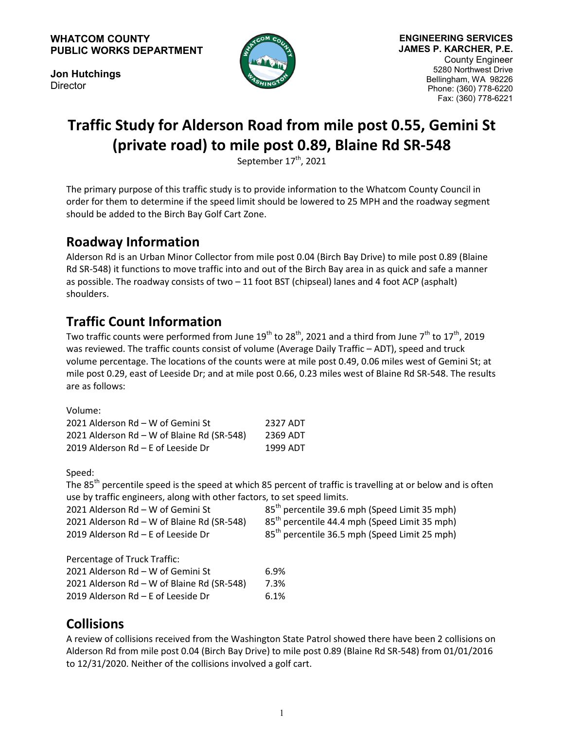**WHATCOM COUNTY**
**PUBLIC WORKS DEPARTMENT**

**Jon Hutchings**
Director

**ENGINEERING SERVICES**
**JAMES P. KARCHER, P.E.**
County Engineer
5280 Northwest Drive
Bellingham, WA 98226
Phone: (360) 778-6220
Fax: (360) 778-6221

# Traffic Study for Alderson Road from mile post 0.55, Gemini St (private road) to mile post 0.89, Blaine Rd SR-548

September 17th, 2021

The primary purpose of this traffic study is to provide information to the Whatcom County Council in order for them to determine if the speed limit should be lowered to 25 MPH and the roadway segment should be added to the Birch Bay Golf Cart Zone.

## Roadway Information

Alderson Rd is an Urban Minor Collector from mile post 0.04 (Birch Bay Drive) to mile post 0.89 (Blaine Rd SR-548) it functions to move traffic into and out of the Birch Bay area in as quick and safe a manner as possible. The roadway consists of two – 11 foot BST (chipseal) lanes and 4 foot ACP (asphalt) shoulders.

## Traffic Count Information

Two traffic counts were performed from June 19th to 28th, 2021 and a third from June 7th to 17th, 2019 was reviewed. The traffic counts consist of volume (Average Daily Traffic – ADT), speed and truck volume percentage. The locations of the counts were at mile post 0.49, 0.06 miles west of Gemini St; at mile post 0.29, east of Leeside Dr; and at mile post 0.66, 0.23 miles west of Blaine Rd SR-548. The results are as follows:

Volume:

| | |
|---|---|
| 2021 Alderson Rd – W of Gemini St | 2327 ADT |
| 2021 Alderson Rd – W of Blaine Rd (SR-548) | 2369 ADT |
| 2019 Alderson Rd – E of Leeside Dr | 1999 ADT |

Speed:

The 85th percentile speed is the speed at which 85 percent of traffic is travelling at or below and is often use by traffic engineers, along with other factors, to set speed limits.

| | |
|---|---|
| 2021 Alderson Rd – W of Gemini St | 85th percentile 39.6 mph (Speed Limit 35 mph) |
| 2021 Alderson Rd – W of Blaine Rd (SR-548) | 85th percentile 44.4 mph (Speed Limit 35 mph) |
| 2019 Alderson Rd – E of Leeside Dr | 85th percentile 36.5 mph (Speed Limit 25 mph) |

Percentage of Truck Traffic:

| | |
|---|---|
| 2021 Alderson Rd – W of Gemini St | 6.9% |
| 2021 Alderson Rd – W of Blaine Rd (SR-548) | 7.3% |
| 2019 Alderson Rd – E of Leeside Dr | 6.1% |

## Collisions

A review of collisions received from the Washington State Patrol showed there have been 2 collisions on Alderson Rd from mile post 0.04 (Birch Bay Drive) to mile post 0.89 (Blaine Rd SR-548) from 01/01/2016 to 12/31/2020. Neither of the collisions involved a golf cart.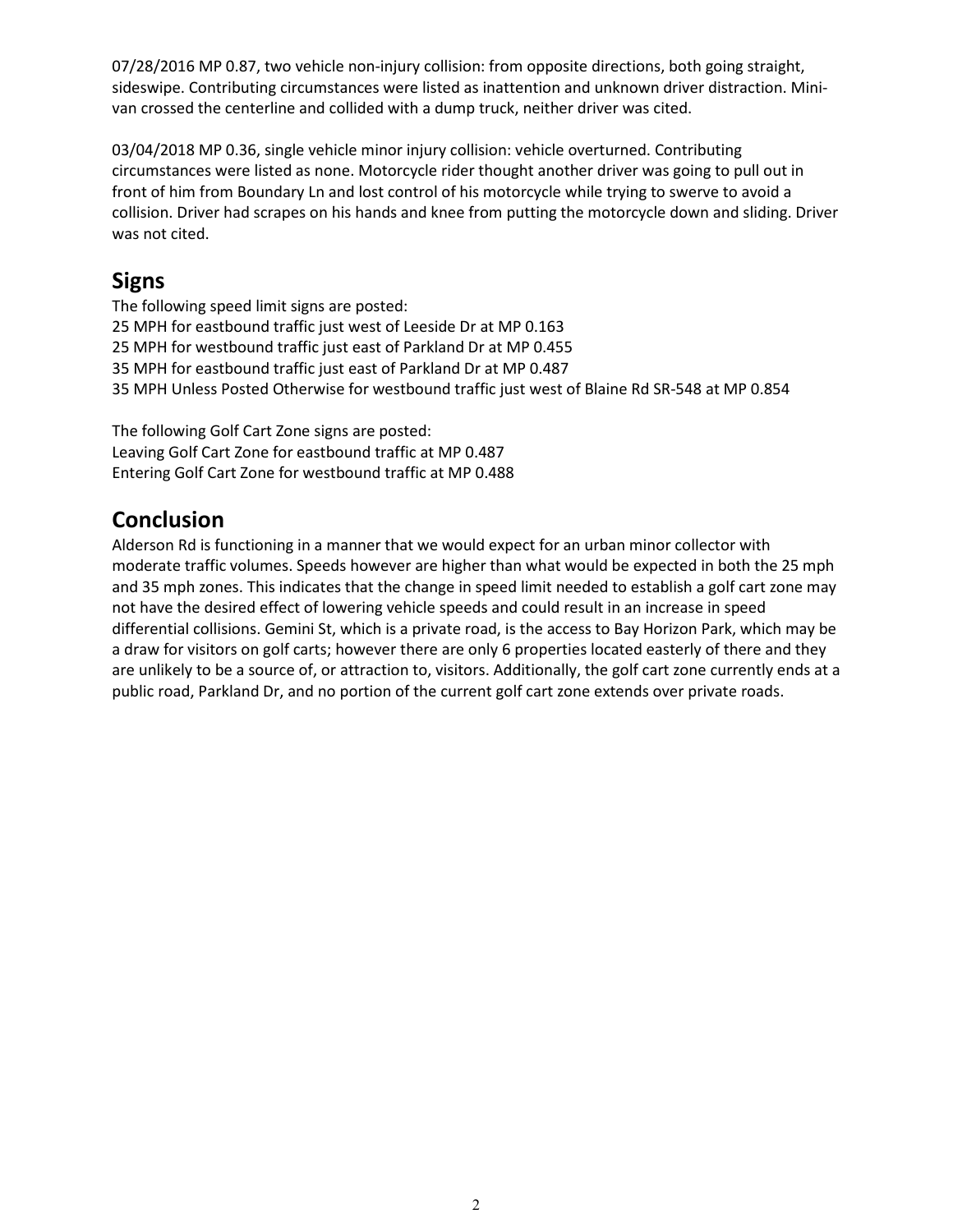07/28/2016 MP 0.87, two vehicle non-injury collision: from opposite directions, both going straight, sideswipe. Contributing circumstances were listed as inattention and unknown driver distraction. Mini-van crossed the centerline and collided with a dump truck, neither driver was cited.

03/04/2018 MP 0.36, single vehicle minor injury collision: vehicle overturned. Contributing circumstances were listed as none. Motorcycle rider thought another driver was going to pull out in front of him from Boundary Ln and lost control of his motorcycle while trying to swerve to avoid a collision. Driver had scrapes on his hands and knee from putting the motorcycle down and sliding. Driver was not cited.

## Signs

The following speed limit signs are posted:
25 MPH for eastbound traffic just west of Leeside Dr at MP 0.163
25 MPH for westbound traffic just east of Parkland Dr at MP 0.455
35 MPH for eastbound traffic just east of Parkland Dr at MP 0.487
35 MPH Unless Posted Otherwise for westbound traffic just west of Blaine Rd SR-548 at MP 0.854

The following Golf Cart Zone signs are posted:
Leaving Golf Cart Zone for eastbound traffic at MP 0.487
Entering Golf Cart Zone for westbound traffic at MP 0.488

## Conclusion

Alderson Rd is functioning in a manner that we would expect for an urban minor collector with moderate traffic volumes. Speeds however are higher than what would be expected in both the 25 mph and 35 mph zones. This indicates that the change in speed limit needed to establish a golf cart zone may not have the desired effect of lowering vehicle speeds and could result in an increase in speed differential collisions. Gemini St, which is a private road, is the access to Bay Horizon Park, which may be a draw for visitors on golf carts; however there are only 6 properties located easterly of there and they are unlikely to be a source of, or attraction to, visitors. Additionally, the golf cart zone currently ends at a public road, Parkland Dr, and no portion of the current golf cart zone extends over private roads.